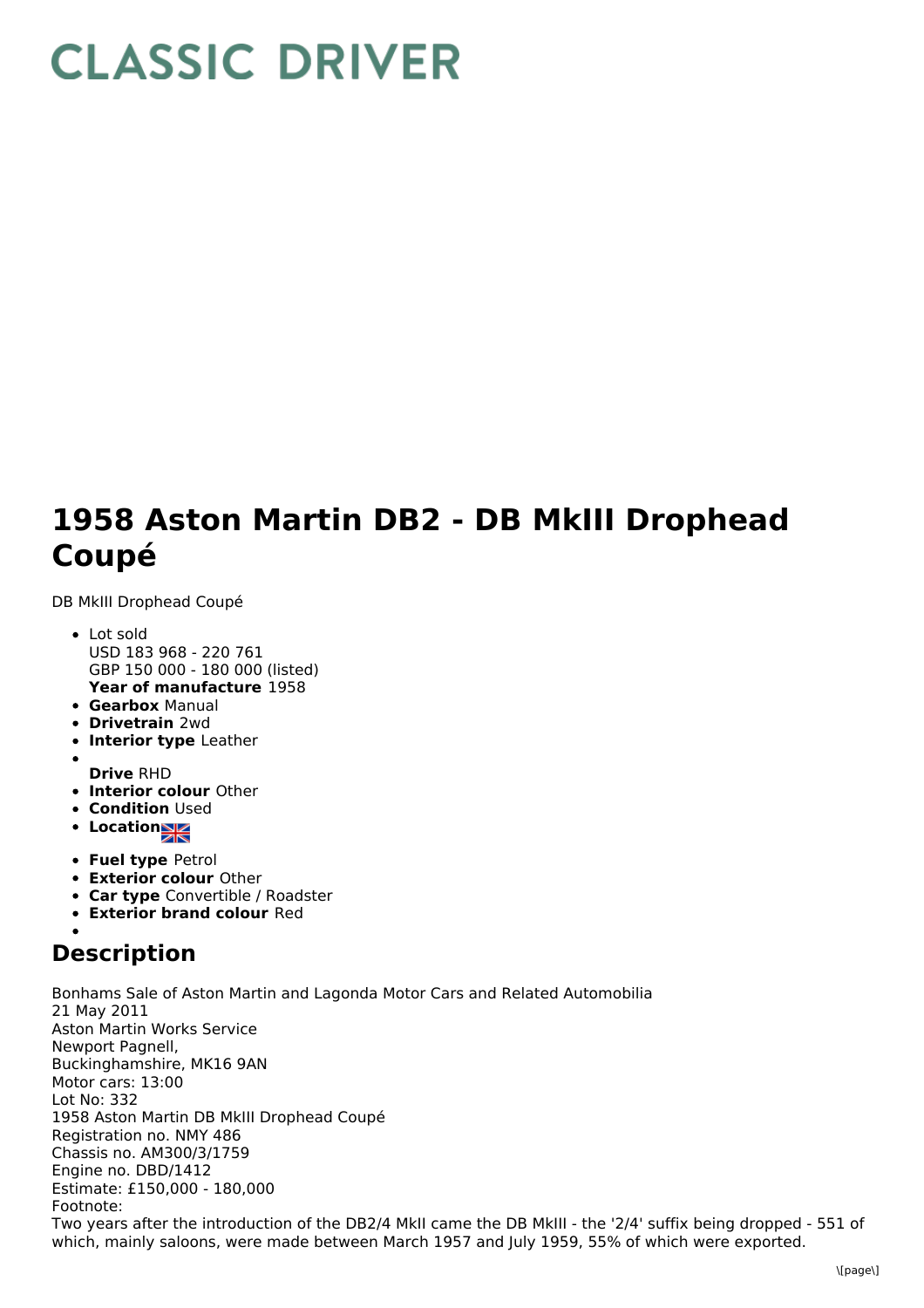# CLASSIC DRIVER

# 1958 Aston Martin DB2 - DB MkIII Drophead Coupé

DB MkIII Drophead Coupé

- Lot sold
  USD 183 968 - 220 761
  GBP 150 000 - 180 000 (listed)
  **Year of manufacture** 1958
- **Gearbox** Manual
- **Drivetrain** 2wd
- **Interior type** Leather
- **Drive** RHD
- **Interior colour** Other
- **Condition** Used
- **Location**
- **Fuel type** Petrol
- **Exterior colour** Other
- **Car type** Convertible / Roadster
- **Exterior brand colour** Red

## Description

Bonhams Sale of Aston Martin and Lagonda Motor Cars and Related Automobilia
21 May 2011
Aston Martin Works Service
Newport Pagnell,
Buckinghamshire, MK16 9AN
Motor cars: 13:00
Lot No: 332
1958 Aston Martin DB MkIII Drophead Coupé
Registration no. NMY 486
Chassis no. AM300/3/1759
Engine no. DBD/1412
Estimate: £150,000 - 180,000
Footnote:
Two years after the introduction of the DB2/4 MkII came the DB MkIII - the '2/4' suffix being dropped - 551 of which, mainly saloons, were made between March 1957 and July 1959, 55% of which were exported.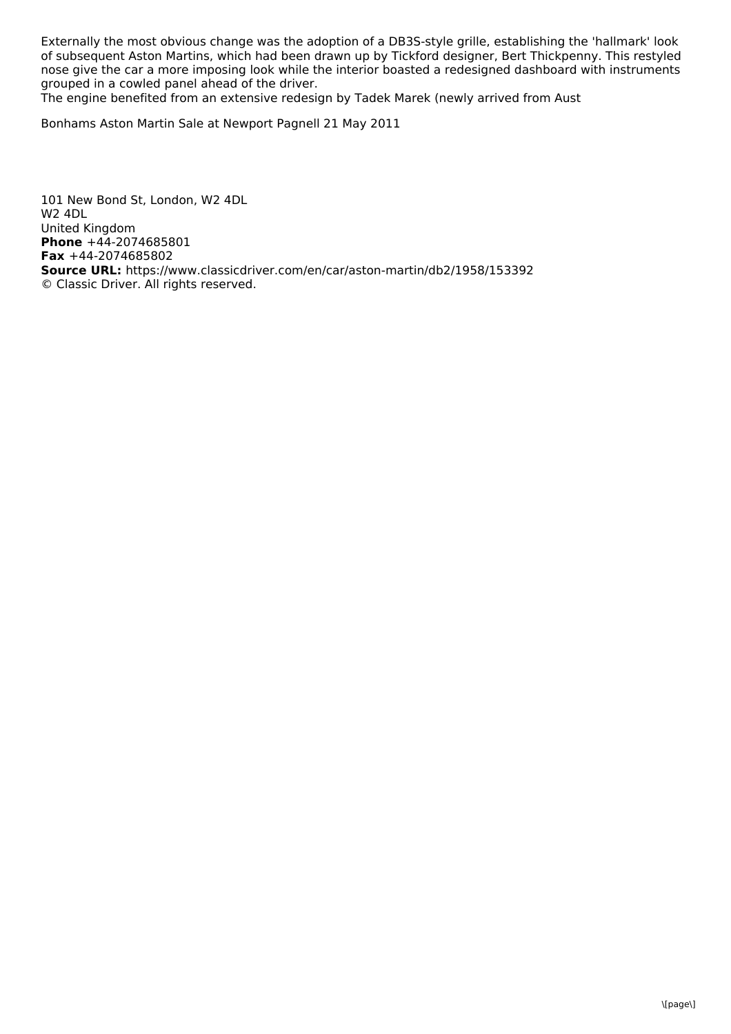Externally the most obvious change was the adoption of a DB3S-style grille, establishing the 'hallmark' look of subsequent Aston Martins, which had been drawn up by Tickford designer, Bert Thickpenny. This restyled nose give the car a more imposing look while the interior boasted a redesigned dashboard with instruments grouped in a cowled panel ahead of the driver.
The engine benefited from an extensive redesign by Tadek Marek (newly arrived from Aust

Bonhams Aston Martin Sale at Newport Pagnell 21 May 2011

101 New Bond St, London, W2 4DL
W2 4DL
United Kingdom
**Phone** +44-2074685801
**Fax** +44-2074685802
**Source URL:** https://www.classicdriver.com/en/car/aston-martin/db2/1958/153392
© Classic Driver. All rights reserved.